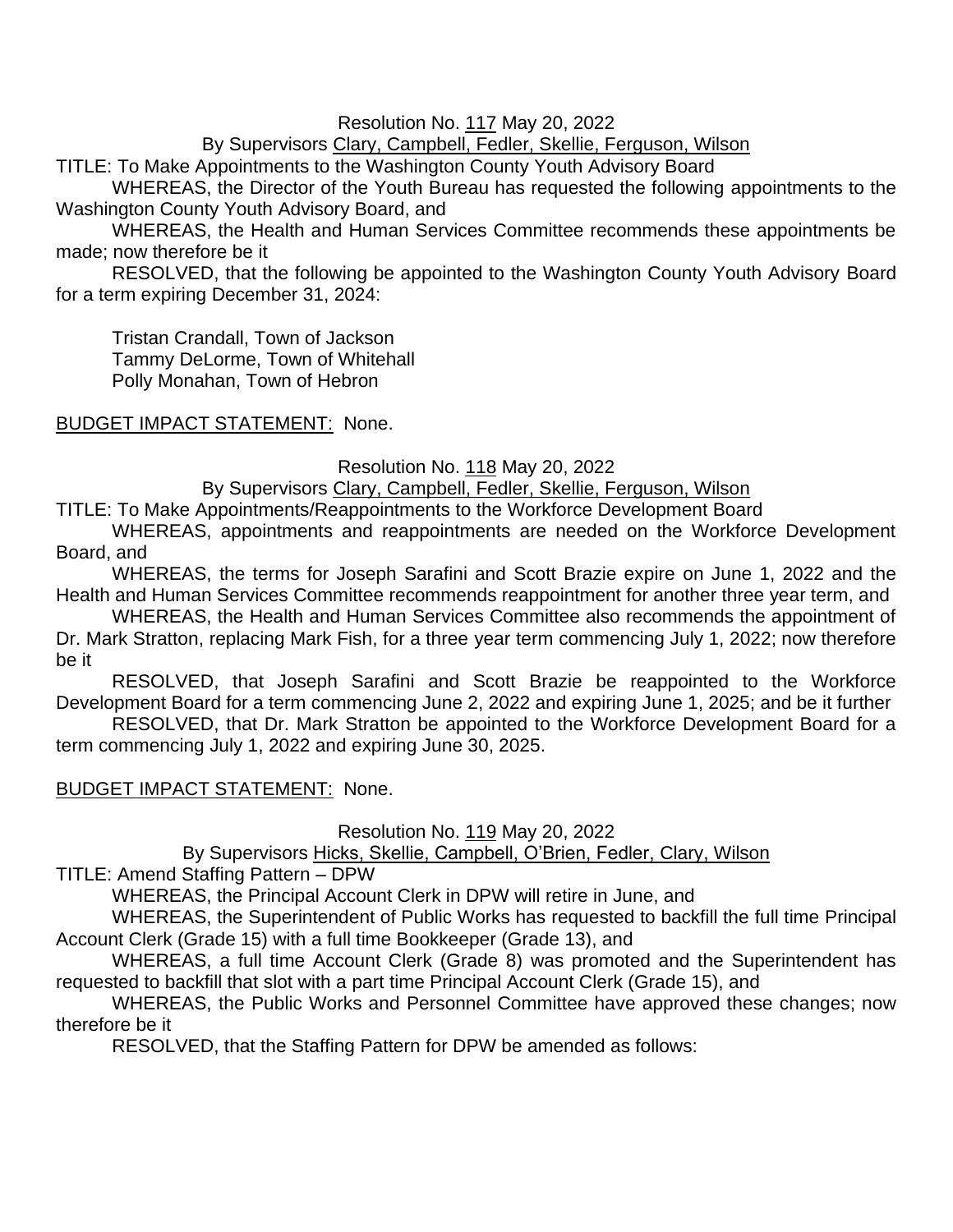Resolution No. 117 May 20, 2022

By Supervisors Clary, Campbell, Fedler, Skellie, Ferguson, Wilson

TITLE: To Make Appointments to the Washington County Youth Advisory Board

WHEREAS, the Director of the Youth Bureau has requested the following appointments to the Washington County Youth Advisory Board, and

WHEREAS, the Health and Human Services Committee recommends these appointments be made; now therefore be it

RESOLVED, that the following be appointed to the Washington County Youth Advisory Board for a term expiring December 31, 2024:

Tristan Crandall, Town of Jackson
Tammy DeLorme, Town of Whitehall
Polly Monahan, Town of Hebron

BUDGET IMPACT STATEMENT: None.

Resolution No. 118 May 20, 2022

By Supervisors Clary, Campbell, Fedler, Skellie, Ferguson, Wilson

TITLE: To Make Appointments/Reappointments to the Workforce Development Board

WHEREAS, appointments and reappointments are needed on the Workforce Development Board, and

WHEREAS, the terms for Joseph Sarafini and Scott Brazie expire on June 1, 2022 and the Health and Human Services Committee recommends reappointment for another three year term, and

WHEREAS, the Health and Human Services Committee also recommends the appointment of Dr. Mark Stratton, replacing Mark Fish, for a three year term commencing July 1, 2022; now therefore be it

RESOLVED, that Joseph Sarafini and Scott Brazie be reappointed to the Workforce Development Board for a term commencing June 2, 2022 and expiring June 1, 2025; and be it further

RESOLVED, that Dr. Mark Stratton be appointed to the Workforce Development Board for a term commencing July 1, 2022 and expiring June 30, 2025.

BUDGET IMPACT STATEMENT: None.

Resolution No. 119 May 20, 2022

By Supervisors Hicks, Skellie, Campbell, O'Brien, Fedler, Clary, Wilson

TITLE: Amend Staffing Pattern – DPW

WHEREAS, the Principal Account Clerk in DPW will retire in June, and

WHEREAS, the Superintendent of Public Works has requested to backfill the full time Principal Account Clerk (Grade 15) with a full time Bookkeeper (Grade 13), and

WHEREAS, a full time Account Clerk (Grade 8) was promoted and the Superintendent has requested to backfill that slot with a part time Principal Account Clerk (Grade 15), and

WHEREAS, the Public Works and Personnel Committee have approved these changes; now therefore be it

RESOLVED, that the Staffing Pattern for DPW be amended as follows: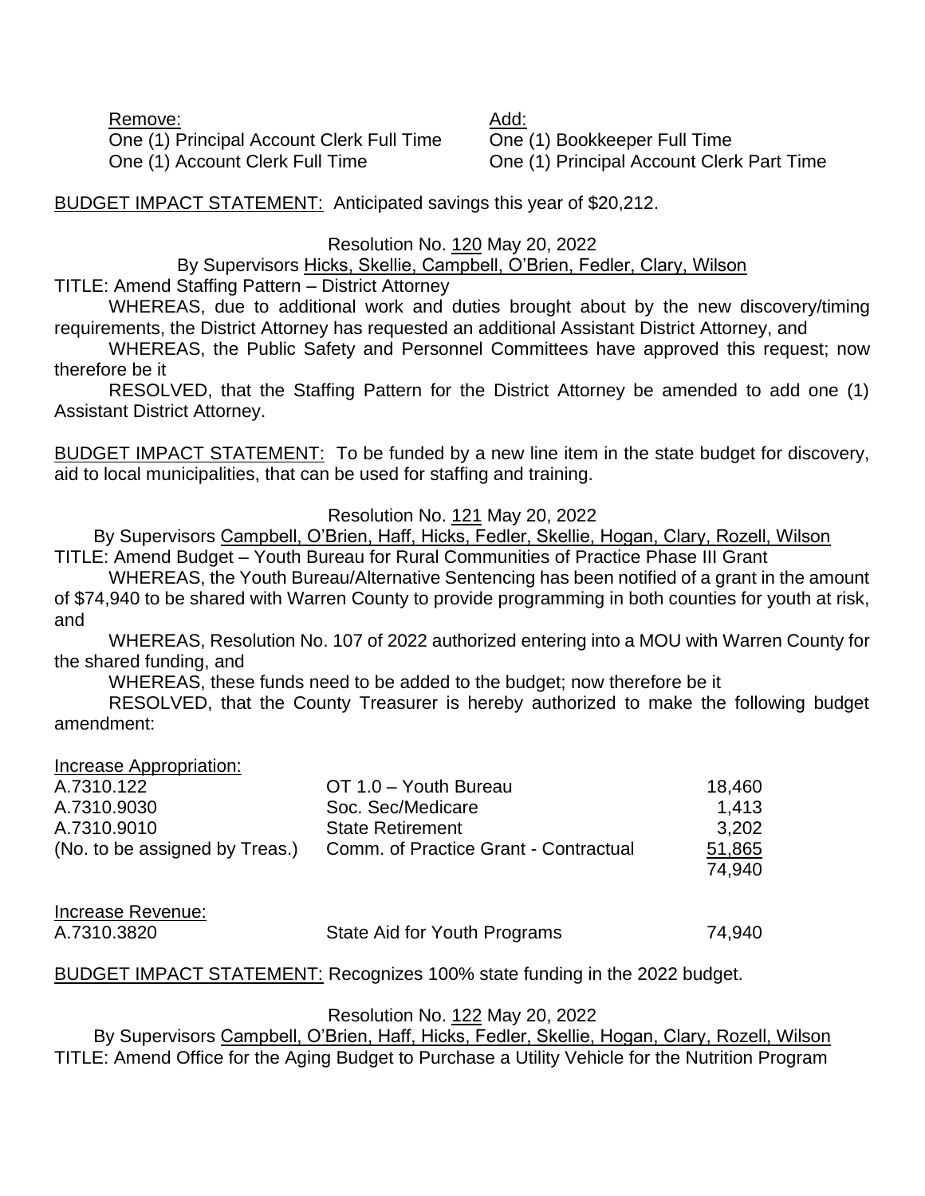| Remove: | Add: |
| --- | --- |
| One (1) Principal Account Clerk Full Time | One (1) Bookkeeper Full Time |
| One (1) Account Clerk Full Time | One (1) Principal Account Clerk Part Time |

BUDGET IMPACT STATEMENT: Anticipated savings this year of $20,212.

Resolution No. 120 May 20, 2022

By Supervisors Hicks, Skellie, Campbell, O'Brien, Fedler, Clary, Wilson

TITLE: Amend Staffing Pattern – District Attorney

WHEREAS, due to additional work and duties brought about by the new discovery/timing requirements, the District Attorney has requested an additional Assistant District Attorney, and

WHEREAS, the Public Safety and Personnel Committees have approved this request; now therefore be it

RESOLVED, that the Staffing Pattern for the District Attorney be amended to add one (1) Assistant District Attorney.

BUDGET IMPACT STATEMENT: To be funded by a new line item in the state budget for discovery, aid to local municipalities, that can be used for staffing and training.

Resolution No. 121 May 20, 2022

By Supervisors Campbell, O'Brien, Haff, Hicks, Fedler, Skellie, Hogan, Clary, Rozell, Wilson

TITLE: Amend Budget – Youth Bureau for Rural Communities of Practice Phase III Grant

WHEREAS, the Youth Bureau/Alternative Sentencing has been notified of a grant in the amount of $74,940 to be shared with Warren County to provide programming in both counties for youth at risk, and

WHEREAS, Resolution No. 107 of 2022 authorized entering into a MOU with Warren County for the shared funding, and

WHEREAS, these funds need to be added to the budget; now therefore be it

RESOLVED, that the County Treasurer is hereby authorized to make the following budget amendment:

| Increase Appropriation: | | |
| --- | --- | --- |
| A.7310.122 | OT 1.0 – Youth Bureau | 18,460 |
| A.7310.9030 | Soc. Sec/Medicare | 1,413 |
| A.7310.9010 | State Retirement | 3,202 |
| (No. to be assigned by Treas.) | Comm. of Practice Grant - Contractual | 51,865 |
| | | 74,940 |

| Increase Revenue: | | |
| --- | --- | --- |
| A.7310.3820 | State Aid for Youth Programs | 74,940 |

BUDGET IMPACT STATEMENT: Recognizes 100% state funding in the 2022 budget.

Resolution No. 122 May 20, 2022

By Supervisors Campbell, O'Brien, Haff, Hicks, Fedler, Skellie, Hogan, Clary, Rozell, Wilson

TITLE: Amend Office for the Aging Budget to Purchase a Utility Vehicle for the Nutrition Program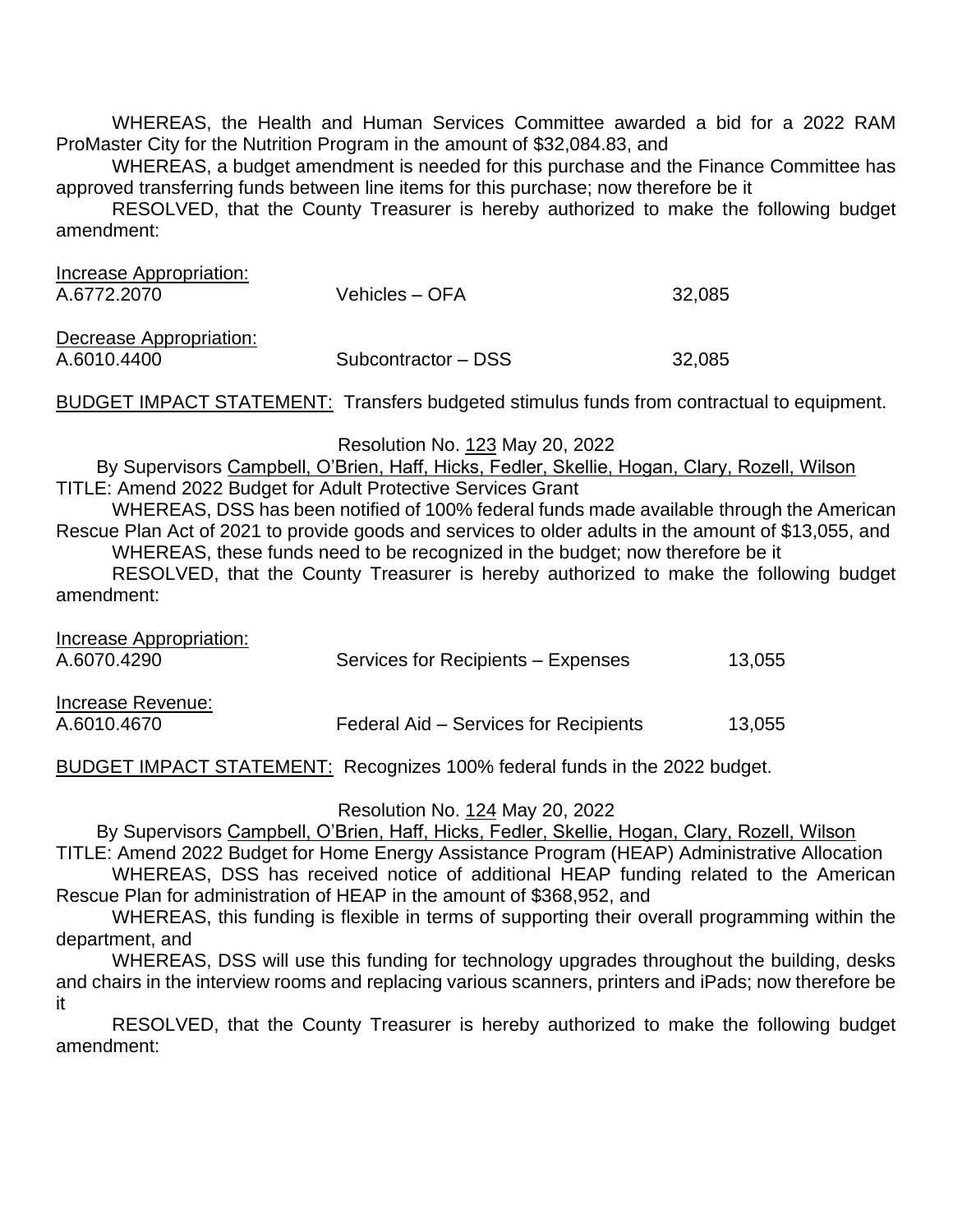WHEREAS, the Health and Human Services Committee awarded a bid for a 2022 RAM ProMaster City for the Nutrition Program in the amount of $32,084.83, and

WHEREAS, a budget amendment is needed for this purchase and the Finance Committee has approved transferring funds between line items for this purchase; now therefore be it

RESOLVED, that the County Treasurer is hereby authorized to make the following budget amendment:

| Increase Appropriation: | | |
|---|---|---|
| A.6772.2070 | Vehicles – OFA | 32,085 |
| **Decrease Appropriation:** | | |
| A.6010.4400 | Subcontractor – DSS | 32,085 |

BUDGET IMPACT STATEMENT: Transfers budgeted stimulus funds from contractual to equipment.

Resolution No. 123 May 20, 2022

By Supervisors Campbell, O'Brien, Haff, Hicks, Fedler, Skellie, Hogan, Clary, Rozell, Wilson

TITLE: Amend 2022 Budget for Adult Protective Services Grant

WHEREAS, DSS has been notified of 100% federal funds made available through the American Rescue Plan Act of 2021 to provide goods and services to older adults in the amount of $13,055, and

WHEREAS, these funds need to be recognized in the budget; now therefore be it

RESOLVED, that the County Treasurer is hereby authorized to make the following budget amendment:

| Increase Appropriation: | | |
|---|---|---|
| A.6070.4290 | Services for Recipients – Expenses | 13,055 |
| **Increase Revenue:** | | |
| A.6010.4670 | Federal Aid – Services for Recipients | 13,055 |

BUDGET IMPACT STATEMENT: Recognizes 100% federal funds in the 2022 budget.

Resolution No. 124 May 20, 2022

By Supervisors Campbell, O'Brien, Haff, Hicks, Fedler, Skellie, Hogan, Clary, Rozell, Wilson

TITLE: Amend 2022 Budget for Home Energy Assistance Program (HEAP) Administrative Allocation

WHEREAS, DSS has received notice of additional HEAP funding related to the American Rescue Plan for administration of HEAP in the amount of $368,952, and

WHEREAS, this funding is flexible in terms of supporting their overall programming within the department, and

WHEREAS, DSS will use this funding for technology upgrades throughout the building, desks and chairs in the interview rooms and replacing various scanners, printers and iPads; now therefore be it

RESOLVED, that the County Treasurer is hereby authorized to make the following budget amendment: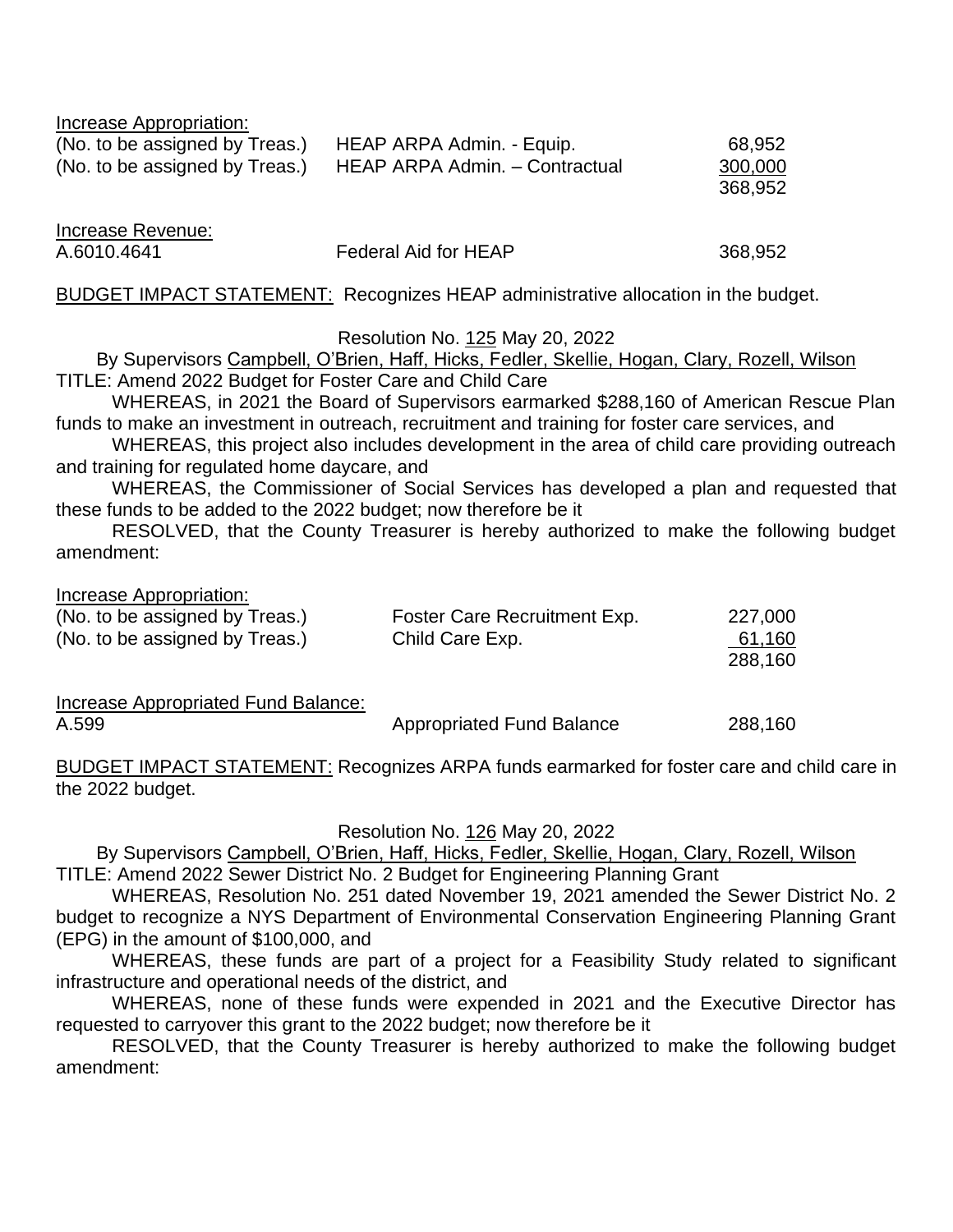Increase Appropriation:

| | | |
|---|---|---|
| (No. to be assigned by Treas.) | HEAP ARPA Admin. - Equip. | 68,952 |
| (No. to be assigned by Treas.) | HEAP ARPA Admin. – Contractual | 300,000 |
| | | 368,952 |

Increase Revenue:

| | | |
|---|---|---|
| A.6010.4641 | Federal Aid for HEAP | 368,952 |

BUDGET IMPACT STATEMENT: Recognizes HEAP administrative allocation in the budget.

Resolution No. 125 May 20, 2022

By Supervisors Campbell, O'Brien, Haff, Hicks, Fedler, Skellie, Hogan, Clary, Rozell, Wilson

TITLE: Amend 2022 Budget for Foster Care and Child Care

WHEREAS, in 2021 the Board of Supervisors earmarked $288,160 of American Rescue Plan funds to make an investment in outreach, recruitment and training for foster care services, and

WHEREAS, this project also includes development in the area of child care providing outreach and training for regulated home daycare, and

WHEREAS, the Commissioner of Social Services has developed a plan and requested that these funds to be added to the 2022 budget; now therefore be it

RESOLVED, that the County Treasurer is hereby authorized to make the following budget amendment:

Increase Appropriation:

| | | |
|---|---|---|
| (No. to be assigned by Treas.) | Foster Care Recruitment Exp. | 227,000 |
| (No. to be assigned by Treas.) | Child Care Exp. | 61,160 |
| | | 288,160 |

Increase Appropriated Fund Balance:

| | | |
|---|---|---|
| A.599 | Appropriated Fund Balance | 288,160 |

BUDGET IMPACT STATEMENT: Recognizes ARPA funds earmarked for foster care and child care in the 2022 budget.

Resolution No. 126 May 20, 2022

By Supervisors Campbell, O'Brien, Haff, Hicks, Fedler, Skellie, Hogan, Clary, Rozell, Wilson

TITLE: Amend 2022 Sewer District No. 2 Budget for Engineering Planning Grant

WHEREAS, Resolution No. 251 dated November 19, 2021 amended the Sewer District No. 2 budget to recognize a NYS Department of Environmental Conservation Engineering Planning Grant (EPG) in the amount of $100,000, and

WHEREAS, these funds are part of a project for a Feasibility Study related to significant infrastructure and operational needs of the district, and

WHEREAS, none of these funds were expended in 2021 and the Executive Director has requested to carryover this grant to the 2022 budget; now therefore be it

RESOLVED, that the County Treasurer is hereby authorized to make the following budget amendment: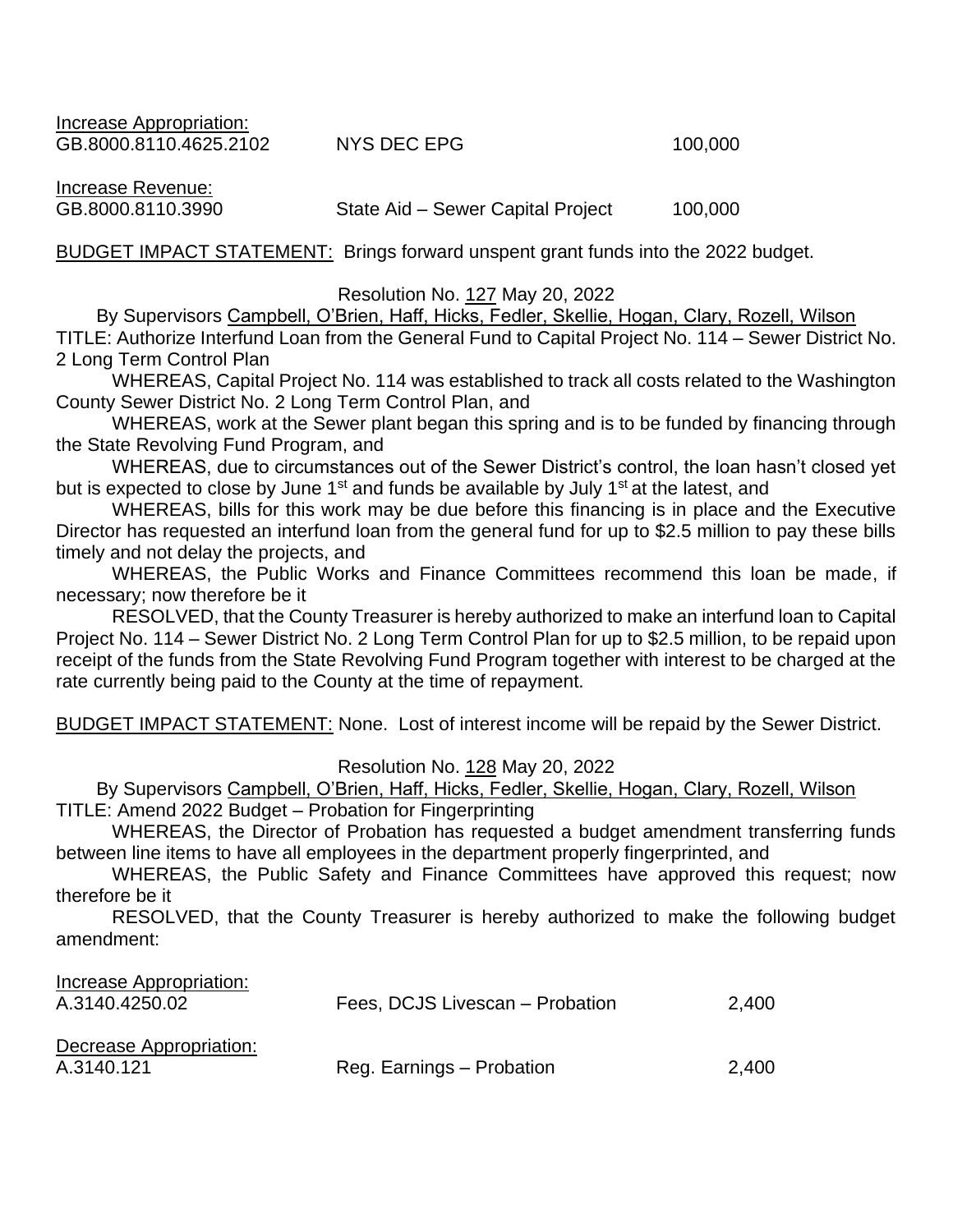Increase Appropriation:

| | | |
|---|---|---|
| GB.8000.8110.4625.2102 | NYS DEC EPG | 100,000 |

Increase Revenue:

| | | |
|---|---|---|
| GB.8000.8110.3990 | State Aid – Sewer Capital Project | 100,000 |

BUDGET IMPACT STATEMENT: Brings forward unspent grant funds into the 2022 budget.

Resolution No. 127 May 20, 2022

By Supervisors Campbell, O'Brien, Haff, Hicks, Fedler, Skellie, Hogan, Clary, Rozell, Wilson

TITLE: Authorize Interfund Loan from the General Fund to Capital Project No. 114 – Sewer District No. 2 Long Term Control Plan

WHEREAS, Capital Project No. 114 was established to track all costs related to the Washington County Sewer District No. 2 Long Term Control Plan, and

WHEREAS, work at the Sewer plant began this spring and is to be funded by financing through the State Revolving Fund Program, and

WHEREAS, due to circumstances out of the Sewer District's control, the loan hasn't closed yet but is expected to close by June 1st and funds be available by July 1st at the latest, and

WHEREAS, bills for this work may be due before this financing is in place and the Executive Director has requested an interfund loan from the general fund for up to $2.5 million to pay these bills timely and not delay the projects, and

WHEREAS, the Public Works and Finance Committees recommend this loan be made, if necessary; now therefore be it

RESOLVED, that the County Treasurer is hereby authorized to make an interfund loan to Capital Project No. 114 – Sewer District No. 2 Long Term Control Plan for up to $2.5 million, to be repaid upon receipt of the funds from the State Revolving Fund Program together with interest to be charged at the rate currently being paid to the County at the time of repayment.

BUDGET IMPACT STATEMENT: None. Lost of interest income will be repaid by the Sewer District.

Resolution No. 128 May 20, 2022

By Supervisors Campbell, O'Brien, Haff, Hicks, Fedler, Skellie, Hogan, Clary, Rozell, Wilson

TITLE: Amend 2022 Budget – Probation for Fingerprinting

WHEREAS, the Director of Probation has requested a budget amendment transferring funds between line items to have all employees in the department properly fingerprinted, and

WHEREAS, the Public Safety and Finance Committees have approved this request; now therefore be it

RESOLVED, that the County Treasurer is hereby authorized to make the following budget amendment:

Increase Appropriation:

| | | |
|---|---|---|
| A.3140.4250.02 | Fees, DCJS Livescan – Probation | 2,400 |

Decrease Appropriation:

| | | |
|---|---|---|
| A.3140.121 | Reg. Earnings – Probation | 2,400 |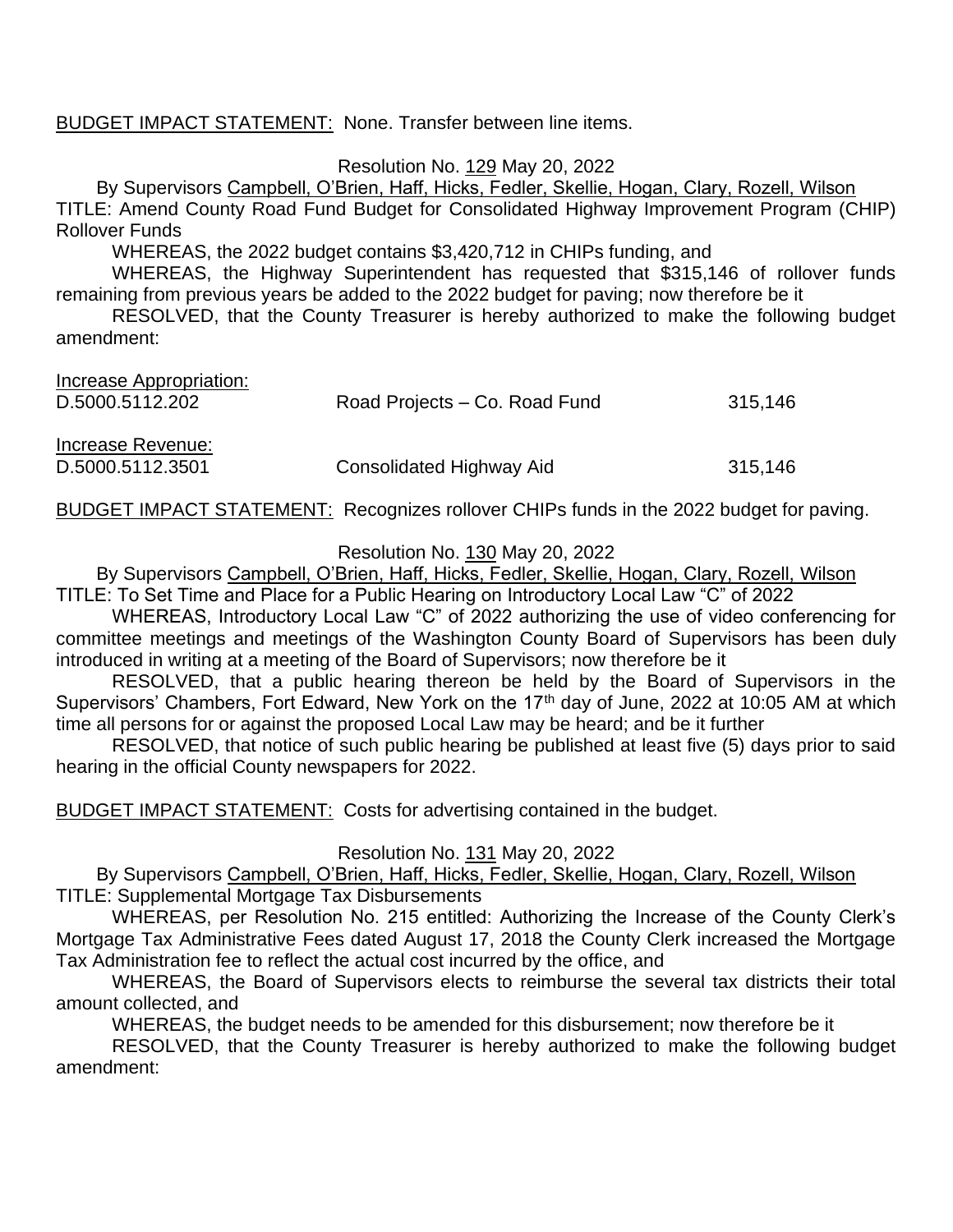<u>BUDGET IMPACT STATEMENT:</u> None. Transfer between line items.

Resolution No. <u>129</u> May 20, 2022

By Supervisors <u>Campbell, O'Brien, Haff, Hicks, Fedler, Skellie, Hogan, Clary, Rozell, Wilson</u>

TITLE: Amend County Road Fund Budget for Consolidated Highway Improvement Program (CHIP) Rollover Funds

WHEREAS, the 2022 budget contains $3,420,712 in CHIPs funding, and

WHEREAS, the Highway Superintendent has requested that $315,146 of rollover funds remaining from previous years be added to the 2022 budget for paving; now therefore be it

RESOLVED, that the County Treasurer is hereby authorized to make the following budget amendment:

| <u>Increase Appropriation:</u> | | |
|---|---|---|
| D.5000.5112.202 | Road Projects – Co. Road Fund | 315,146 |
| <u>Increase Revenue:</u> | | |
| D.5000.5112.3501 | Consolidated Highway Aid | 315,146 |

<u>BUDGET IMPACT STATEMENT:</u> Recognizes rollover CHIPs funds in the 2022 budget for paving.

Resolution No. <u>130</u> May 20, 2022

By Supervisors <u>Campbell, O'Brien, Haff, Hicks, Fedler, Skellie, Hogan, Clary, Rozell, Wilson</u>

TITLE: To Set Time and Place for a Public Hearing on Introductory Local Law "C" of 2022

WHEREAS, Introductory Local Law "C" of 2022 authorizing the use of video conferencing for committee meetings and meetings of the Washington County Board of Supervisors has been duly introduced in writing at a meeting of the Board of Supervisors; now therefore be it

RESOLVED, that a public hearing thereon be held by the Board of Supervisors in the Supervisors' Chambers, Fort Edward, New York on the 17th day of June, 2022 at 10:05 AM at which time all persons for or against the proposed Local Law may be heard; and be it further

RESOLVED, that notice of such public hearing be published at least five (5) days prior to said hearing in the official County newspapers for 2022.

<u>BUDGET IMPACT STATEMENT:</u> Costs for advertising contained in the budget.

Resolution No. <u>131</u> May 20, 2022

By Supervisors <u>Campbell, O'Brien, Haff, Hicks, Fedler, Skellie, Hogan, Clary, Rozell, Wilson</u>

TITLE: Supplemental Mortgage Tax Disbursements

WHEREAS, per Resolution No. 215 entitled: Authorizing the Increase of the County Clerk's Mortgage Tax Administrative Fees dated August 17, 2018 the County Clerk increased the Mortgage Tax Administration fee to reflect the actual cost incurred by the office, and

WHEREAS, the Board of Supervisors elects to reimburse the several tax districts their total amount collected, and

WHEREAS, the budget needs to be amended for this disbursement; now therefore be it

RESOLVED, that the County Treasurer is hereby authorized to make the following budget amendment: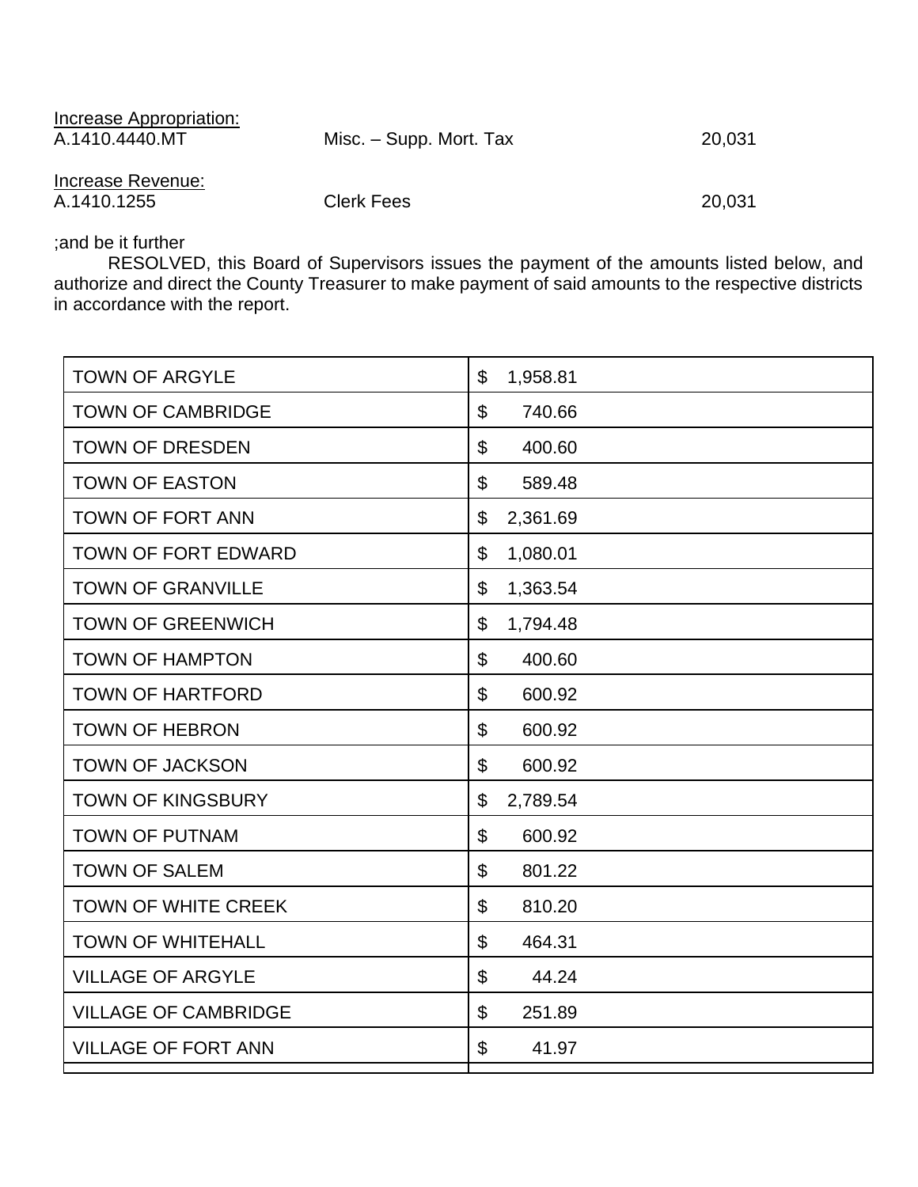Increase Appropriation:

| | | |
|---|---|---|
| A.1410.4440.MT | Misc. – Supp. Mort. Tax | 20,031 |

Increase Revenue:

| | | |
|---|---|---|
| A.1410.1255 | Clerk Fees | 20,031 |

;and be it further

RESOLVED, this Board of Supervisors issues the payment of the amounts listed below, and authorize and direct the County Treasurer to make payment of said amounts to the respective districts in accordance with the report.

| | |
|---|---|
| TOWN OF ARGYLE | $ 1,958.81 |
| TOWN OF CAMBRIDGE | $ 740.66 |
| TOWN OF DRESDEN | $ 400.60 |
| TOWN OF EASTON | $ 589.48 |
| TOWN OF FORT ANN | $ 2,361.69 |
| TOWN OF FORT EDWARD | $ 1,080.01 |
| TOWN OF GRANVILLE | $ 1,363.54 |
| TOWN OF GREENWICH | $ 1,794.48 |
| TOWN OF HAMPTON | $ 400.60 |
| TOWN OF HARTFORD | $ 600.92 |
| TOWN OF HEBRON | $ 600.92 |
| TOWN OF JACKSON | $ 600.92 |
| TOWN OF KINGSBURY | $ 2,789.54 |
| TOWN OF PUTNAM | $ 600.92 |
| TOWN OF SALEM | $ 801.22 |
| TOWN OF WHITE CREEK | $ 810.20 |
| TOWN OF WHITEHALL | $ 464.31 |
| VILLAGE OF ARGYLE | $ 44.24 |
| VILLAGE OF CAMBRIDGE | $ 251.89 |
| VILLAGE OF FORT ANN | $ 41.97 |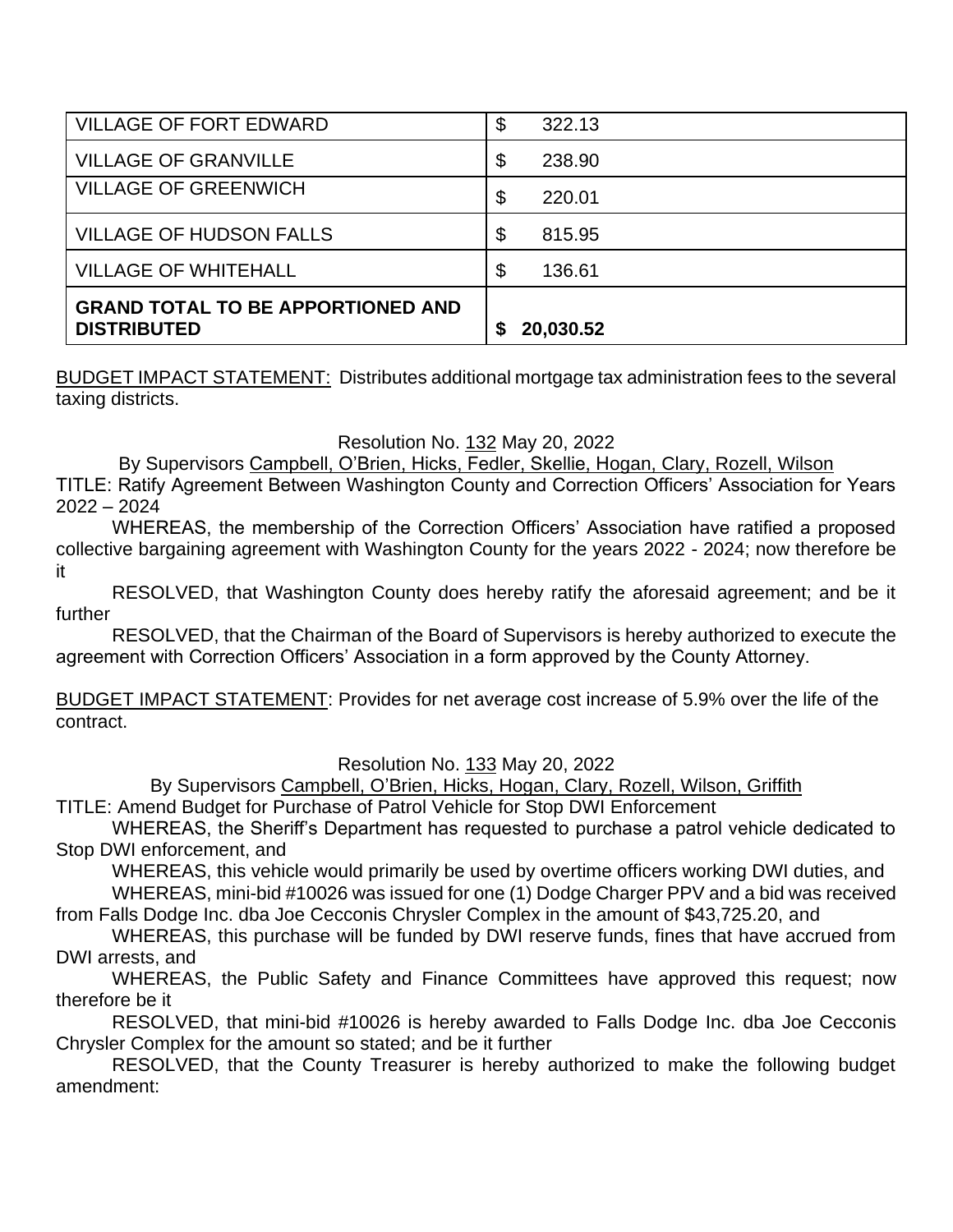| VILLAGE OF FORT EDWARD | $ 322.13 |
| --- | --- |
| VILLAGE OF GRANVILLE | $ 238.90 |
| VILLAGE OF GREENWICH | $ 220.01 |
| VILLAGE OF HUDSON FALLS | $ 815.95 |
| VILLAGE OF WHITEHALL | $ 136.61 |
| **GRAND TOTAL TO BE APPORTIONED AND DISTRIBUTED** | **$ 20,030.52** |

BUDGET IMPACT STATEMENT: Distributes additional mortgage tax administration fees to the several taxing districts.

Resolution No. 132 May 20, 2022

By Supervisors Campbell, O'Brien, Hicks, Fedler, Skellie, Hogan, Clary, Rozell, Wilson

TITLE: Ratify Agreement Between Washington County and Correction Officers' Association for Years 2022 – 2024

WHEREAS, the membership of the Correction Officers' Association have ratified a proposed collective bargaining agreement with Washington County for the years 2022 - 2024; now therefore be it

RESOLVED, that Washington County does hereby ratify the aforesaid agreement; and be it further

RESOLVED, that the Chairman of the Board of Supervisors is hereby authorized to execute the agreement with Correction Officers' Association in a form approved by the County Attorney.

BUDGET IMPACT STATEMENT: Provides for net average cost increase of 5.9% over the life of the contract.

Resolution No. 133 May 20, 2022

By Supervisors Campbell, O'Brien, Hicks, Hogan, Clary, Rozell, Wilson, Griffith

TITLE: Amend Budget for Purchase of Patrol Vehicle for Stop DWI Enforcement

WHEREAS, the Sheriff's Department has requested to purchase a patrol vehicle dedicated to Stop DWI enforcement, and

WHEREAS, this vehicle would primarily be used by overtime officers working DWI duties, and

WHEREAS, mini-bid #10026 was issued for one (1) Dodge Charger PPV and a bid was received from Falls Dodge Inc. dba Joe Cecconis Chrysler Complex in the amount of $43,725.20, and

WHEREAS, this purchase will be funded by DWI reserve funds, fines that have accrued from DWI arrests, and

WHEREAS, the Public Safety and Finance Committees have approved this request; now therefore be it

RESOLVED, that mini-bid #10026 is hereby awarded to Falls Dodge Inc. dba Joe Cecconis Chrysler Complex for the amount so stated; and be it further

RESOLVED, that the County Treasurer is hereby authorized to make the following budget amendment: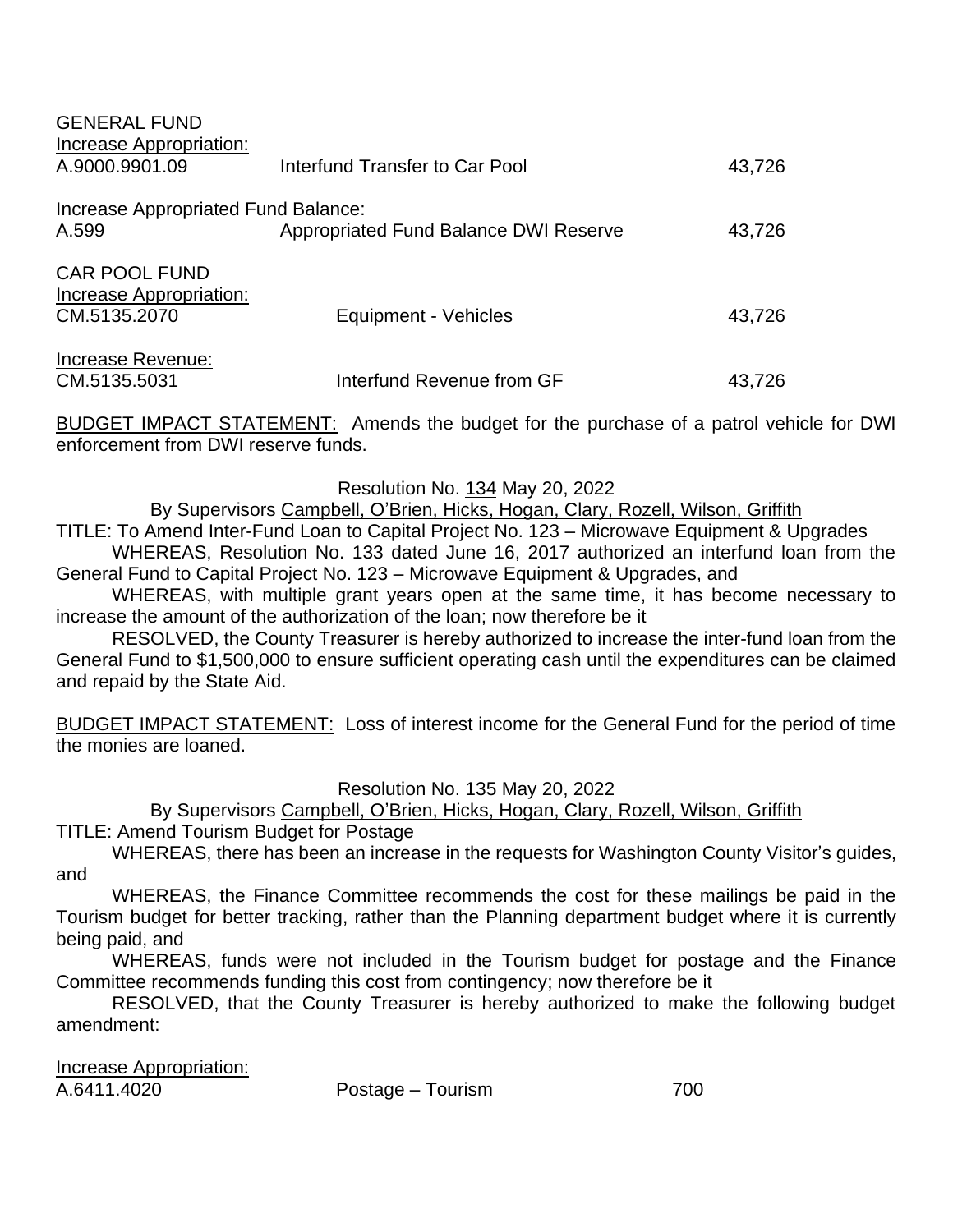GENERAL FUND

<u>Increase Appropriation:</u>

| | | |
|---|---|---|
| A.9000.9901.09 | Interfund Transfer to Car Pool | 43,726 |

<u>Increase Appropriated Fund Balance:</u>

| | | |
|---|---|---|
| A.599 | Appropriated Fund Balance DWI Reserve | 43,726 |

CAR POOL FUND

<u>Increase Appropriation:</u>

| | | |
|---|---|---|
| CM.5135.2070 | Equipment - Vehicles | 43,726 |

<u>Increase Revenue:</u>

| | | |
|---|---|---|
| CM.5135.5031 | Interfund Revenue from GF | 43,726 |

<u>BUDGET IMPACT STATEMENT:</u> Amends the budget for the purchase of a patrol vehicle for DWI enforcement from DWI reserve funds.

Resolution No. <u>134</u> May 20, 2022

By Supervisors <u>Campbell, O'Brien, Hicks, Hogan, Clary, Rozell, Wilson, Griffith</u>

TITLE: To Amend Inter-Fund Loan to Capital Project No. 123 – Microwave Equipment & Upgrades

WHEREAS, Resolution No. 133 dated June 16, 2017 authorized an interfund loan from the General Fund to Capital Project No. 123 – Microwave Equipment & Upgrades, and

WHEREAS, with multiple grant years open at the same time, it has become necessary to increase the amount of the authorization of the loan; now therefore be it

RESOLVED, the County Treasurer is hereby authorized to increase the inter-fund loan from the General Fund to $1,500,000 to ensure sufficient operating cash until the expenditures can be claimed and repaid by the State Aid.

<u>BUDGET IMPACT STATEMENT:</u> Loss of interest income for the General Fund for the period of time the monies are loaned.

Resolution No. <u>135</u> May 20, 2022

By Supervisors <u>Campbell, O'Brien, Hicks, Hogan, Clary, Rozell, Wilson, Griffith</u>

TITLE: Amend Tourism Budget for Postage

WHEREAS, there has been an increase in the requests for Washington County Visitor's guides, and

WHEREAS, the Finance Committee recommends the cost for these mailings be paid in the Tourism budget for better tracking, rather than the Planning department budget where it is currently being paid, and

WHEREAS, funds were not included in the Tourism budget for postage and the Finance Committee recommends funding this cost from contingency; now therefore be it

RESOLVED, that the County Treasurer is hereby authorized to make the following budget amendment:

<u>Increase Appropriation:</u>

| | | |
|---|---|---|
| A.6411.4020 | Postage – Tourism | 700 |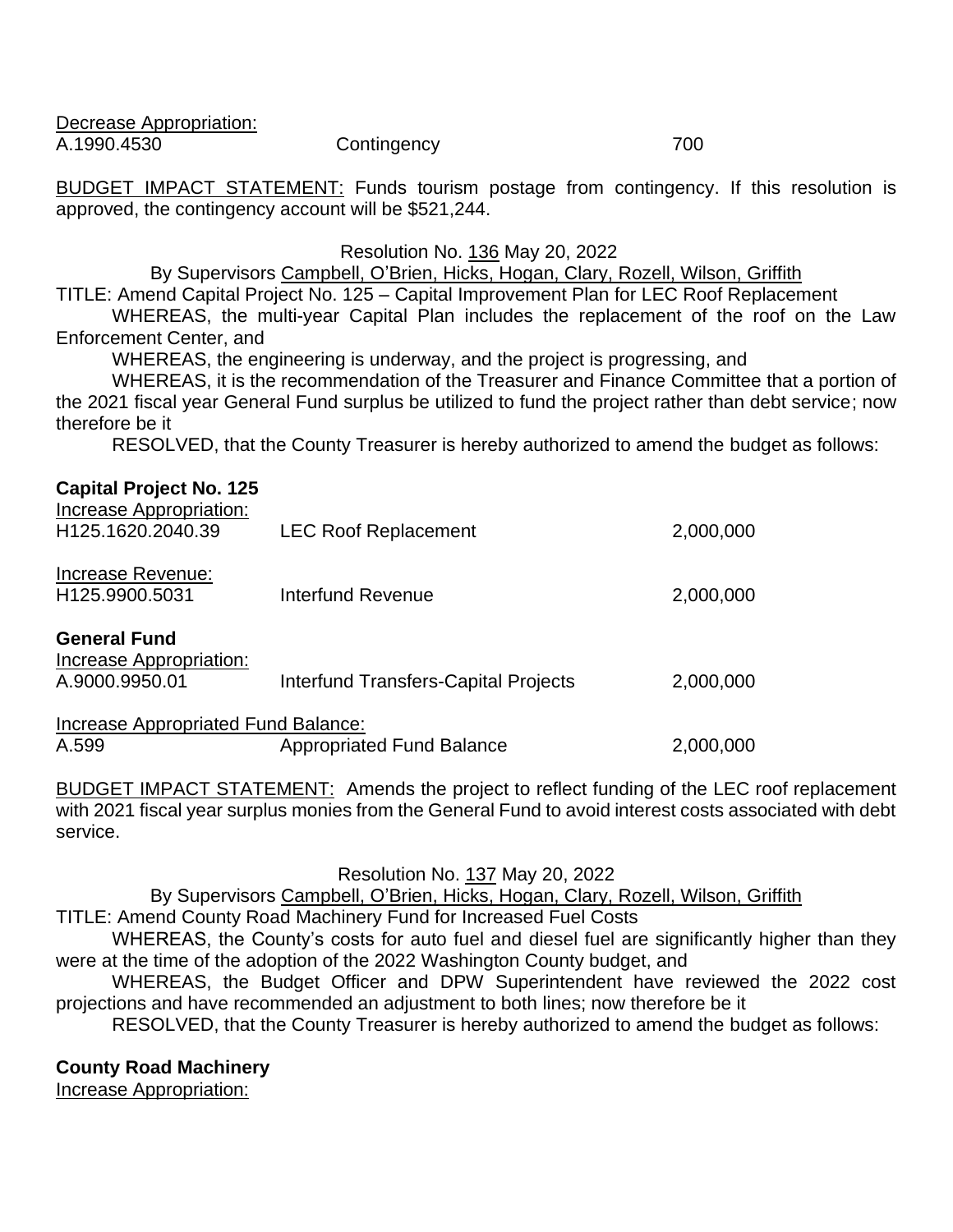Decrease Appropriation:

| | | |
|---|---|---|
| A.1990.4530 | Contingency | 700 |

BUDGET IMPACT STATEMENT: Funds tourism postage from contingency. If this resolution is approved, the contingency account will be $521,244.

Resolution No. 136 May 20, 2022

By Supervisors Campbell, O'Brien, Hicks, Hogan, Clary, Rozell, Wilson, Griffith

TITLE: Amend Capital Project No. 125 – Capital Improvement Plan for LEC Roof Replacement

WHEREAS, the multi-year Capital Plan includes the replacement of the roof on the Law Enforcement Center, and

WHEREAS, the engineering is underway, and the project is progressing, and

WHEREAS, it is the recommendation of the Treasurer and Finance Committee that a portion of the 2021 fiscal year General Fund surplus be utilized to fund the project rather than debt service; now therefore be it

RESOLVED, that the County Treasurer is hereby authorized to amend the budget as follows:

**Capital Project No. 125**

Increase Appropriation:

| | | |
|---|---|---|
| H125.1620.2040.39 | LEC Roof Replacement | 2,000,000 |

Increase Revenue:

| | | |
|---|---|---|
| H125.9900.5031 | Interfund Revenue | 2,000,000 |

**General Fund**

Increase Appropriation:

| | | |
|---|---|---|
| A.9000.9950.01 | Interfund Transfers-Capital Projects | 2,000,000 |

Increase Appropriated Fund Balance:

| | | |
|---|---|---|
| A.599 | Appropriated Fund Balance | 2,000,000 |

BUDGET IMPACT STATEMENT: Amends the project to reflect funding of the LEC roof replacement with 2021 fiscal year surplus monies from the General Fund to avoid interest costs associated with debt service.

Resolution No. 137 May 20, 2022

By Supervisors Campbell, O'Brien, Hicks, Hogan, Clary, Rozell, Wilson, Griffith

TITLE: Amend County Road Machinery Fund for Increased Fuel Costs

WHEREAS, the County's costs for auto fuel and diesel fuel are significantly higher than they were at the time of the adoption of the 2022 Washington County budget, and

WHEREAS, the Budget Officer and DPW Superintendent have reviewed the 2022 cost projections and have recommended an adjustment to both lines; now therefore be it

RESOLVED, that the County Treasurer is hereby authorized to amend the budget as follows:

**County Road Machinery**

Increase Appropriation: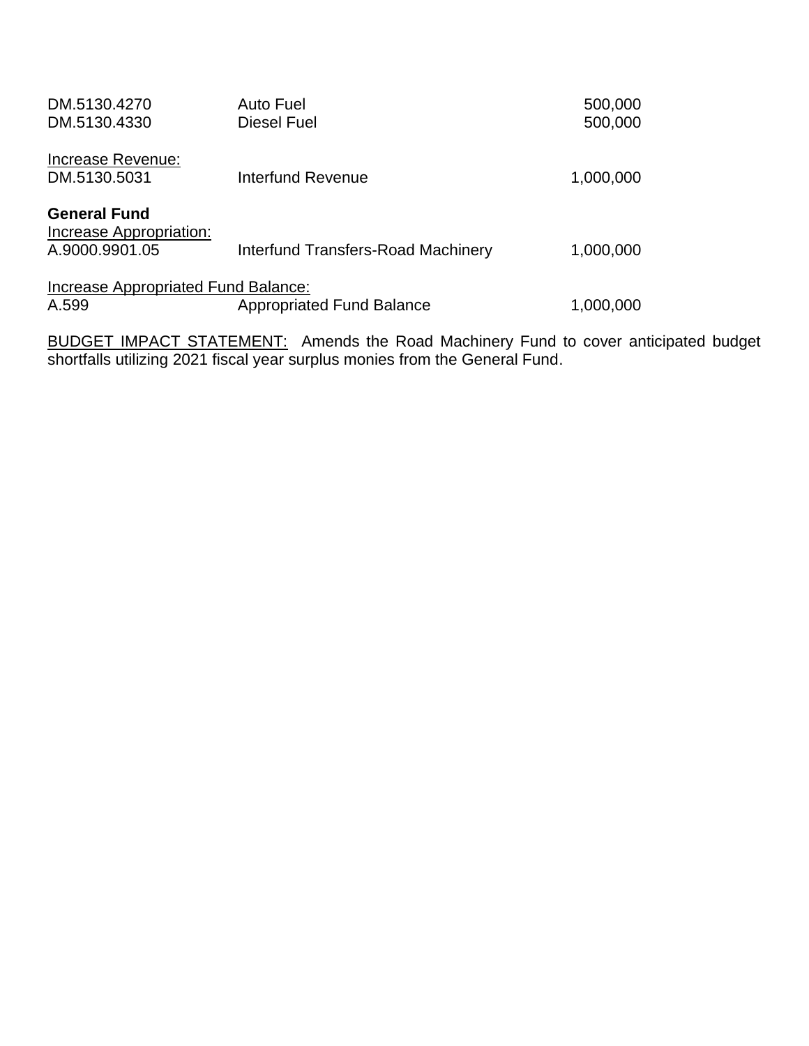| | | |
|---|---|---|
| DM.5130.4270 | Auto Fuel | 500,000 |
| DM.5130.4330 | Diesel Fuel | 500,000 |

Increase Revenue:

| | | |
|---|---|---|
| DM.5130.5031 | Interfund Revenue | 1,000,000 |

**General Fund**

Increase Appropriation:

| | | |
|---|---|---|
| A.9000.9901.05 | Interfund Transfers-Road Machinery | 1,000,000 |

Increase Appropriated Fund Balance:

| | | |
|---|---|---|
| A.599 | Appropriated Fund Balance | 1,000,000 |

BUDGET IMPACT STATEMENT: Amends the Road Machinery Fund to cover anticipated budget shortfalls utilizing 2021 fiscal year surplus monies from the General Fund.